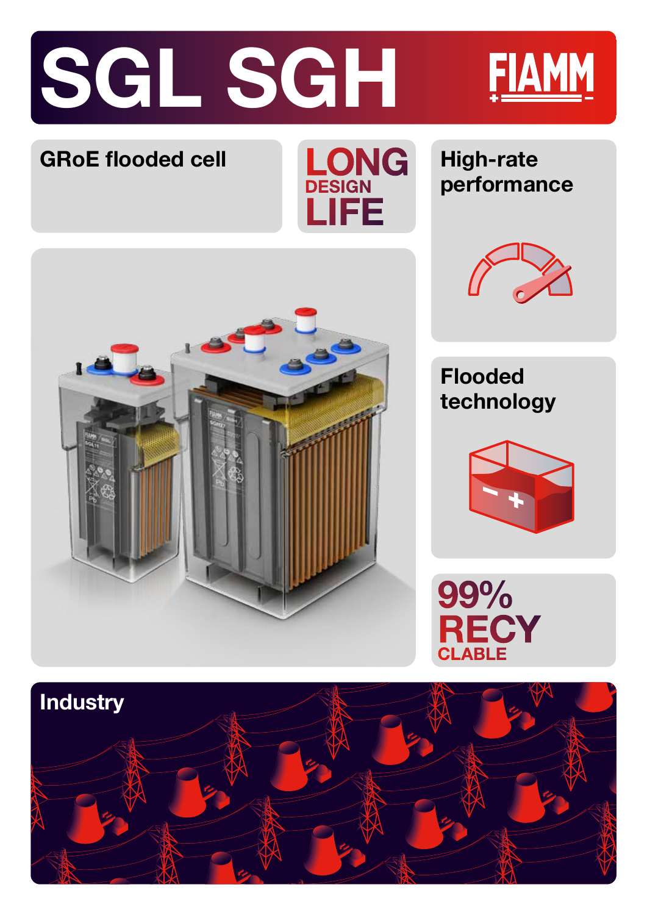# SGL SGH

FIAMM

GRoE flooded cell

LONG DESIGN LIFE

High-rate performance

Flooded technology

99% RECYCLABLE

Industry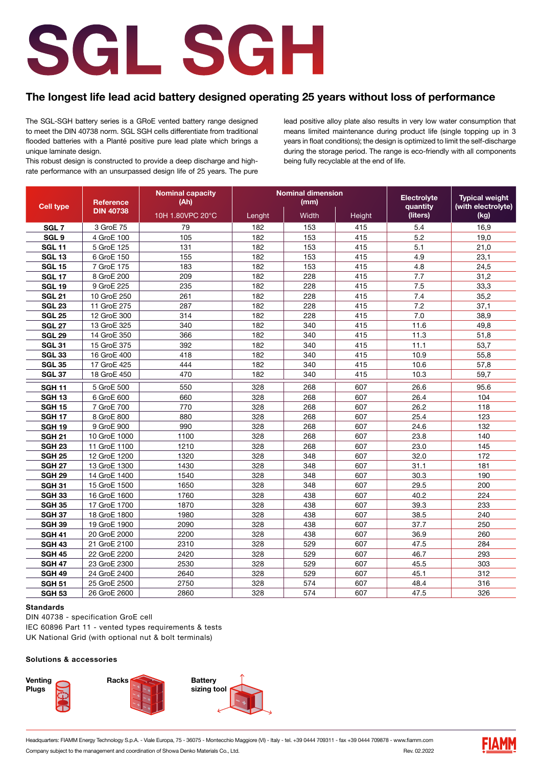# SGL SGH

## The longest life lead acid battery designed operating 25 years without loss of performance

The SGL-SGH battery series is a GRoE vented battery range designed to meet the DIN 40738 norm. SGL SGH cells differentiate from traditional flooded batteries with a Planté positive pure lead plate which brings a unique laminate design.
This robust design is constructed to provide a deep discharge and high-rate performance with an unsurpassed design life of 25 years. The pure lead positive alloy plate also results in very low water consumption that means limited maintenance during product life (single topping up in 3 years in float conditions); the design is optimized to limit the self-discharge during the storage period. The range is eco-friendly with all components being fully recyclable at the end of life.

| Cell type | Reference DIN 40738 | Nominal capacity (Ah) | Nominal dimension (mm) | | | Electrolyte quantity (liters) | Typical weight (with electrolyte) (kg) |
|---|---|---|---|---|---|---|---|
| | | 10H 1.80VPC 20°C | Lenght | Width | Height | | |
| **SGL 7** | 3 GroE 75 | 79 | 182 | 153 | 415 | 5.4 | 16,9 |
| **SGL 9** | 4 GroE 100 | 105 | 182 | 153 | 415 | 5.2 | 19,0 |
| **SGL 11** | 5 GroE 125 | 131 | 182 | 153 | 415 | 5.1 | 21,0 |
| **SGL 13** | 6 GroE 150 | 155 | 182 | 153 | 415 | 4.9 | 23,1 |
| **SGL 15** | 7 GroE 175 | 183 | 182 | 153 | 415 | 4.8 | 24,5 |
| **SGL 17** | 8 GroE 200 | 209 | 182 | 228 | 415 | 7.7 | 31,2 |
| **SGL 19** | 9 GroE 225 | 235 | 182 | 228 | 415 | 7.5 | 33,3 |
| **SGL 21** | 10 GroE 250 | 261 | 182 | 228 | 415 | 7.4 | 35,2 |
| **SGL 23** | 11 GroE 275 | 287 | 182 | 228 | 415 | 7.2 | 37,1 |
| **SGL 25** | 12 GroE 300 | 314 | 182 | 228 | 415 | 7.0 | 38,9 |
| **SGL 27** | 13 GroE 325 | 340 | 182 | 340 | 415 | 11.6 | 49,8 |
| **SGL 29** | 14 GroE 350 | 366 | 182 | 340 | 415 | 11.3 | 51,8 |
| **SGL 31** | 15 GroE 375 | 392 | 182 | 340 | 415 | 11.1 | 53,7 |
| **SGL 33** | 16 GroE 400 | 418 | 182 | 340 | 415 | 10.9 | 55,8 |
| **SGL 35** | 17 GroE 425 | 444 | 182 | 340 | 415 | 10.6 | 57,8 |
| **SGL 37** | 18 GroE 450 | 470 | 182 | 340 | 415 | 10.3 | 59,7 |
| **SGH 11** | 5 GroE 500 | 550 | 328 | 268 | 607 | 26.6 | 95.6 |
| **SGH 13** | 6 GroE 600 | 660 | 328 | 268 | 607 | 26.4 | 104 |
| **SGH 15** | 7 GroE 700 | 770 | 328 | 268 | 607 | 26.2 | 118 |
| **SGH 17** | 8 GroE 800 | 880 | 328 | 268 | 607 | 25.4 | 123 |
| **SGH 19** | 9 GroE 900 | 990 | 328 | 268 | 607 | 24.6 | 132 |
| **SGH 21** | 10 GroE 1000 | 1100 | 328 | 268 | 607 | 23.8 | 140 |
| **SGH 23** | 11 GroE 1100 | 1210 | 328 | 268 | 607 | 23.0 | 145 |
| **SGH 25** | 12 GroE 1200 | 1320 | 328 | 348 | 607 | 32.0 | 172 |
| **SGH 27** | 13 GroE 1300 | 1430 | 328 | 348 | 607 | 31.1 | 181 |
| **SGH 29** | 14 GroE 1400 | 1540 | 328 | 348 | 607 | 30.3 | 190 |
| **SGH 31** | 15 GroE 1500 | 1650 | 328 | 348 | 607 | 29.5 | 200 |
| **SGH 33** | 16 GroE 1600 | 1760 | 328 | 438 | 607 | 40.2 | 224 |
| **SGH 35** | 17 GroE 1700 | 1870 | 328 | 438 | 607 | 39.3 | 233 |
| **SGH 37** | 18 GroE 1800 | 1980 | 328 | 438 | 607 | 38.5 | 240 |
| **SGH 39** | 19 GroE 1900 | 2090 | 328 | 438 | 607 | 37.7 | 250 |
| **SGH 41** | 20 GroE 2000 | 2200 | 328 | 438 | 607 | 36.9 | 260 |
| **SGH 43** | 21 GroE 2100 | 2310 | 328 | 529 | 607 | 47.5 | 284 |
| **SGH 45** | 22 GroE 2200 | 2420 | 328 | 529 | 607 | 46.7 | 293 |
| **SGH 47** | 23 GroE 2300 | 2530 | 328 | 529 | 607 | 45.5 | 303 |
| **SGH 49** | 24 GroE 2400 | 2640 | 328 | 529 | 607 | 45.1 | 312 |
| **SGH 51** | 25 GroE 2500 | 2750 | 328 | 574 | 607 | 48.4 | 316 |
| **SGH 53** | 26 GroE 2600 | 2860 | 328 | 574 | 607 | 47.5 | 326 |

**Standards**

DIN 40738 - specification GroE cell
IEC 60896 Part 11 - vented types requirements & tests
UK National Grid (with optional nut & bolt terminals)

**Solutions & accessories**

**Venting Plugs**

**Racks**

**Battery sizing tool**

Headquarters: FIAMM Energy Technology S.p.A. - Viale Europa, 75 - 36075 - Montecchio Maggiore (VI) - Italy - tel. +39 0444 709311 - fax +39 0444 709878 - www.fiamm.com

Company subject to the management and coordination of Showa Denko Materials Co., Ltd.

Rev. 02.2022